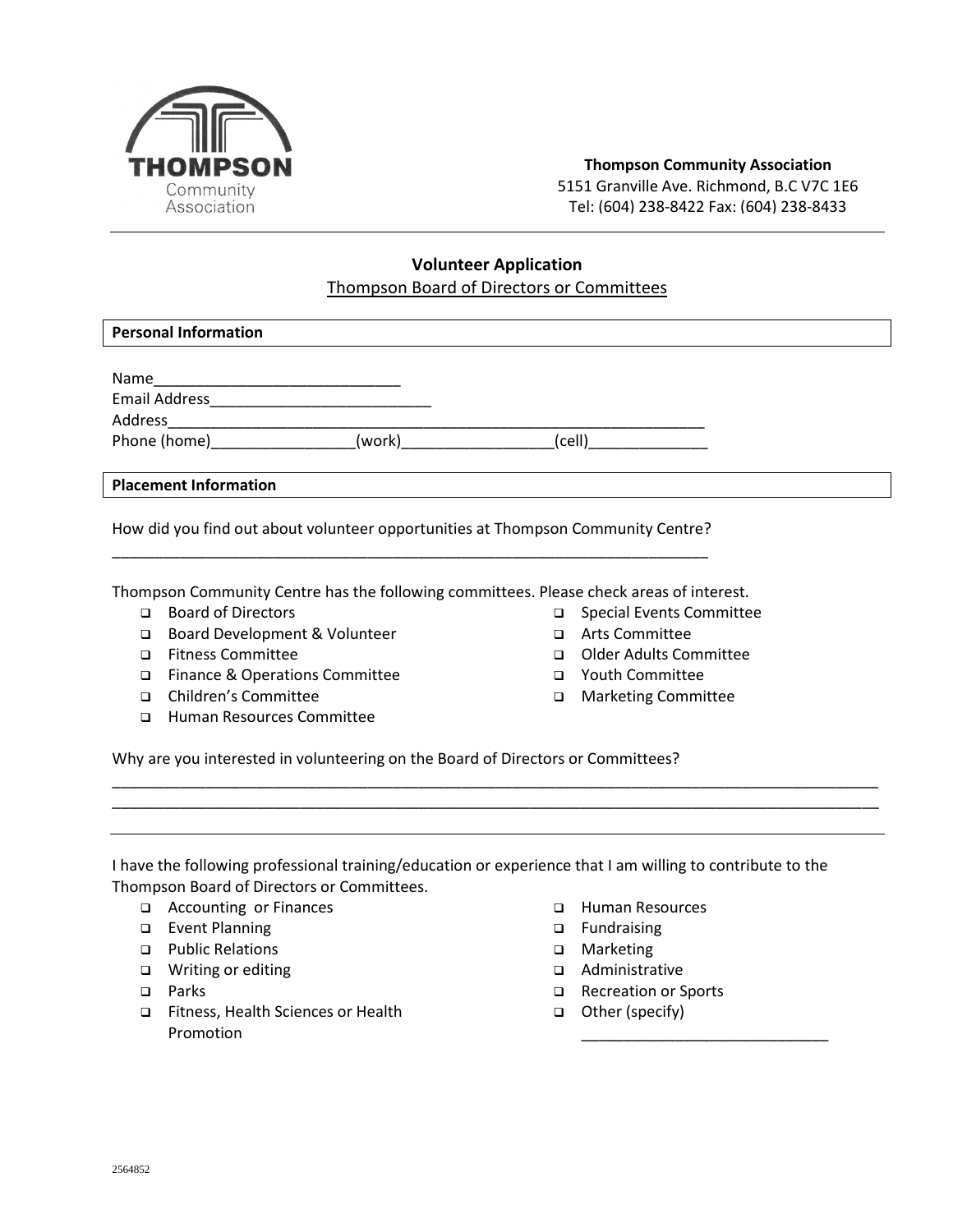**Thompson Community Association**
5151 Granville Ave. Richmond, B.C V7C 1E6
Tel: (604) 238-8422 Fax: (604) 238-8433

## Volunteer Application

Thompson Board of Directors or Committees

### Personal Information

Name_____________________________
Email Address__________________________
Address_________________________________________________________________
Phone (home)________________(work)_________________(cell)_____________

### Placement Information

How did you find out about volunteer opportunities at Thompson Community Centre?

_________________________________________________________________________

Thompson Community Centre has the following committees. Please check areas of interest.

- ❑ Board of Directors
- ❑ Board Development & Volunteer
- ❑ Fitness Committee
- ❑ Finance & Operations Committee
- ❑ Children's Committee
- ❑ Human Resources Committee
- ❑ Special Events Committee
- ❑ Arts Committee
- ❑ Older Adults Committee
- ❑ Youth Committee
- ❑ Marketing Committee

Why are you interested in volunteering on the Board of Directors or Committees?

_____________________________________________________________________________________________
_____________________________________________________________________________________________

I have the following professional training/education or experience that I am willing to contribute to the Thompson Board of Directors or Committees.

- ❑ Accounting or Finances
- ❑ Event Planning
- ❑ Public Relations
- ❑ Writing or editing
- ❑ Parks
- ❑ Fitness, Health Sciences or Health Promotion
- ❑ Human Resources
- ❑ Fundraising
- ❑ Marketing
- ❑ Administrative
- ❑ Recreation or Sports
- ❑ Other (specify) _____________________________

2564852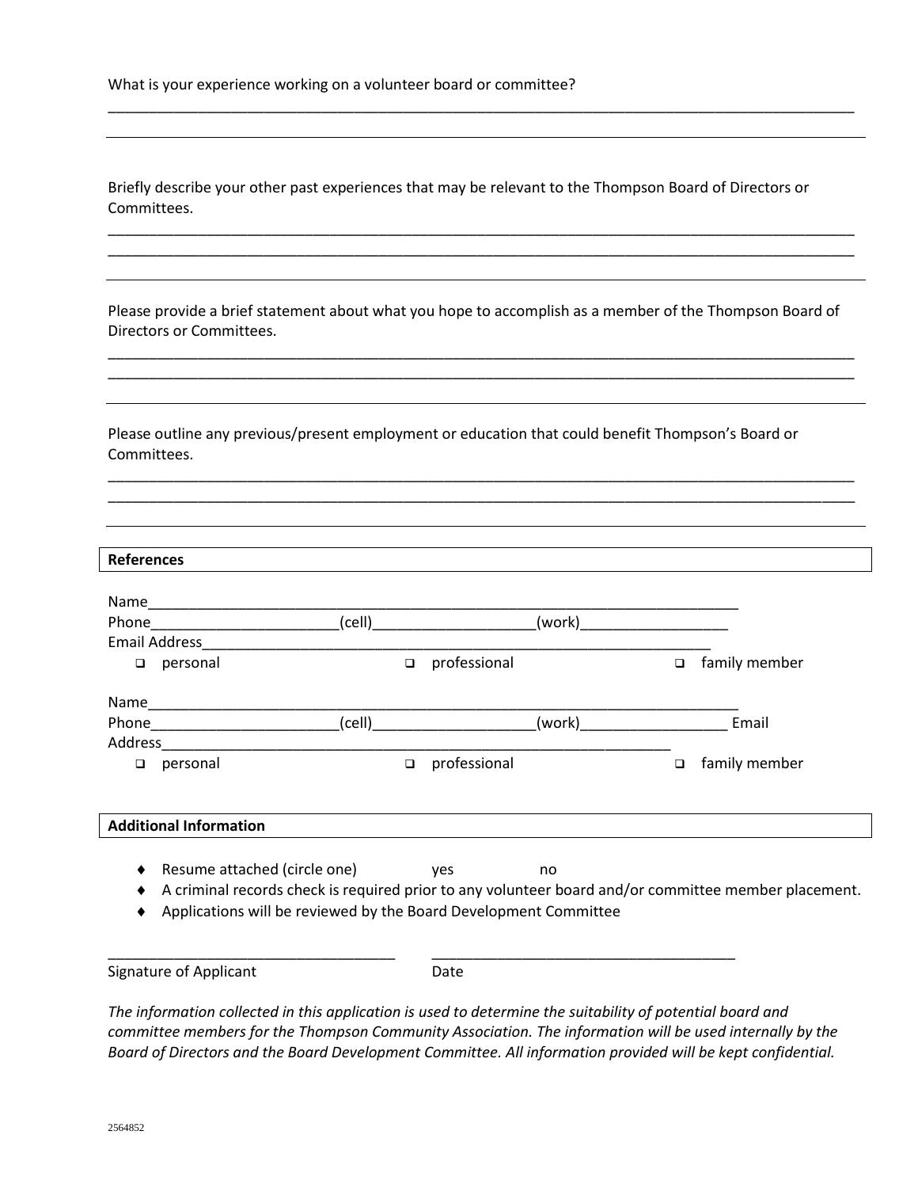What is your experience working on a volunteer board or committee?

___________________________________________________________________________________________

Briefly describe your other past experiences that may be relevant to the Thompson Board of Directors or Committees.

___________________________________________________________________________________________
___________________________________________________________________________________________

Please provide a brief statement about what you hope to accomplish as a member of the Thompson Board of Directors or Committees.

___________________________________________________________________________________________
___________________________________________________________________________________________

Please outline any previous/present employment or education that could benefit Thompson's Board or Committees.

___________________________________________________________________________________________
___________________________________________________________________________________________

**References**

Name___________________________________________________________________________
Phone_______________________(cell)____________________(work)__________________
Email Address_______________________________________________________________

- ❑ personal ❑ professional ❑ family member

Name___________________________________________________________________________
Phone_______________________(cell)____________________(work)__________________ Email Address_______________________________________________________________

- ❑ personal ❑ professional ❑ family member

**Additional Information**

- Resume attached (circle one) yes no
- A criminal records check is required prior to any volunteer board and/or committee member placement.
- Applications will be reviewed by the Board Development Committee

___________________________________ ______________________________________
Signature of Applicant Date

*The information collected in this application is used to determine the suitability of potential board and committee members for the Thompson Community Association. The information will be used internally by the Board of Directors and the Board Development Committee. All information provided will be kept confidential.*

2564852